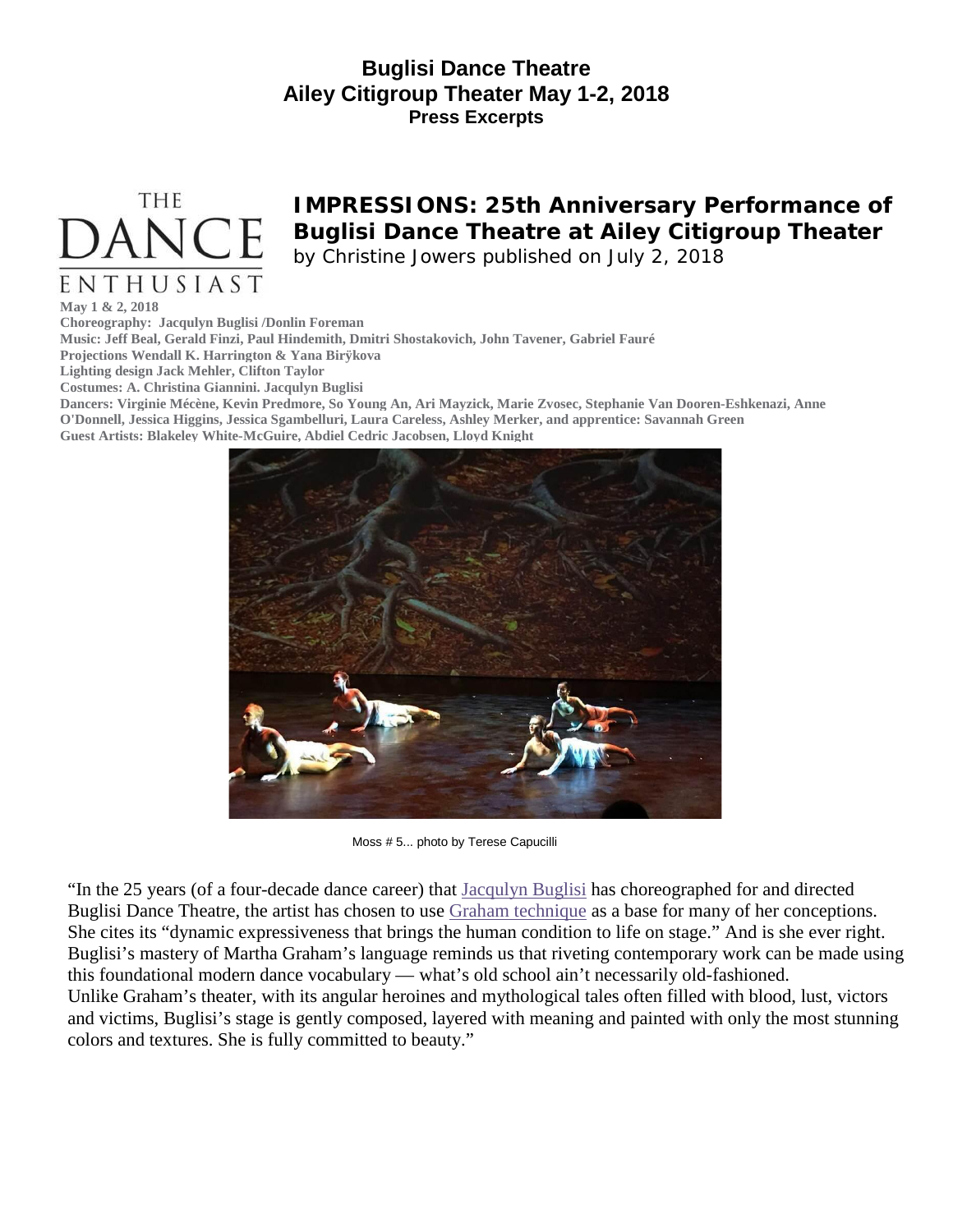# Buglisi Dance Theatre
## Ailey Citigroup Theater May 1-2, 2018
### Press Excerpts

THE DANCE ENTHUSIAST

## IMPRESSIONS: 25th Anniversary Performance of Buglisi Dance Theatre at Ailey Citigroup Theater

by Christine Jowers published on July 2, 2018

**May 1 & 2, 2018**
**Choreography: Jacqulyn Buglisi /Donlin Foreman**
**Music: Jeff Beal, Gerald Finzi, Paul Hindemith, Dmitri Shostakovich, John Tavener, Gabriel Fauré**
**Projections Wendall K. Harrington & Yana Birÿkova**
**Lighting design Jack Mehler, Clifton Taylor**
**Costumes: A. Christina Giannini. Jacqulyn Buglisi**
**Dancers: Virginie Mécène, Kevin Predmore, So Young An, Ari Mayzick, Marie Zvosec, Stephanie Van Dooren-Eshkenazi, Anne O'Donnell, Jessica Higgins, Jessica Sgambelluri, Laura Careless, Ashley Merker, and apprentice: Savannah Green**
**Guest Artists: Blakeley White-McGuire, Abdiel Cedric Jacobsen, Lloyd Knight**

Moss # 5... photo by Terese Capucilli

"In the 25 years (of a four-decade dance career) that Jacqulyn Buglisi has choreographed for and directed Buglisi Dance Theatre, the artist has chosen to use Graham technique as a base for many of her conceptions. She cites its "dynamic expressiveness that brings the human condition to life on stage." And is she ever right. Buglisi's mastery of Martha Graham's language reminds us that riveting contemporary work can be made using this foundational modern dance vocabulary — what's old school ain't necessarily old-fashioned.
Unlike Graham's theater, with its angular heroines and mythological tales often filled with blood, lust, victors and victims, Buglisi's stage is gently composed, layered with meaning and painted with only the most stunning colors and textures. She is fully committed to beauty."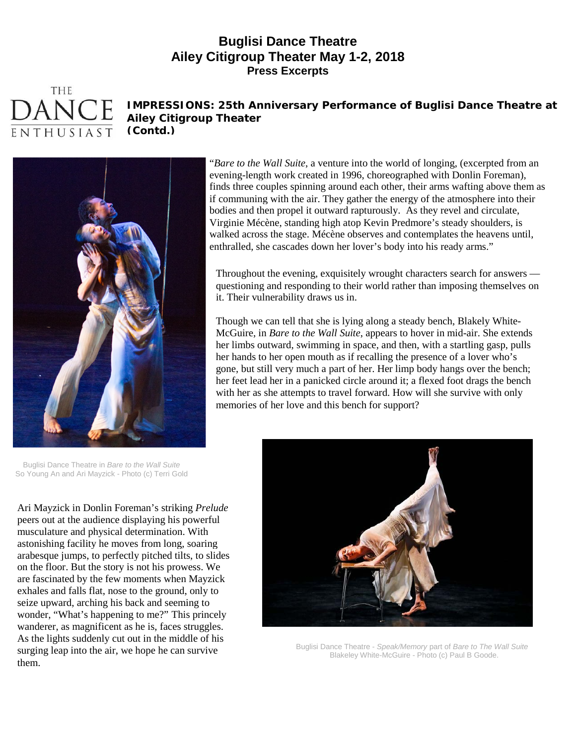# Buglisi Dance Theatre
# Ailey Citigroup Theater May 1-2, 2018
## Press Excerpts

THE DANCE ENTHUSIAST

**IMPRESSIONS: 25th Anniversary Performance of Buglisi Dance Theatre at Ailey Citigroup Theater (Contd.)**

"*Bare to the Wall Suite*, a venture into the world of longing, (excerpted from an evening-length work created in 1996, choreographed with Donlin Foreman), finds three couples spinning around each other, their arms wafting above them as if communing with the air. They gather the energy of the atmosphere into their bodies and then propel it outward rapturously. As they revel and circulate, Virginie Mécène, standing high atop Kevin Predmore's steady shoulders, is walked across the stage. Mécène observes and contemplates the heavens until, enthralled, she cascades down her lover's body into his ready arms."

Throughout the evening, exquisitely wrought characters search for answers — questioning and responding to their world rather than imposing themselves on it. Their vulnerability draws us in.

Though we can tell that she is lying along a steady bench, Blakely White-McGuire, in *Bare to the Wall Suite*, appears to hover in mid-air. She extends her limbs outward, swimming in space, and then, with a startling gasp, pulls her hands to her open mouth as if recalling the presence of a lover who's gone, but still very much a part of her. Her limp body hangs over the bench; her feet lead her in a panicked circle around it; a flexed foot drags the bench with her as she attempts to travel forward. How will she survive with only memories of her love and this bench for support?

Buglisi Dance Theatre in *Bare to the Wall Suite*
So Young An and Ari Mayzick - Photo (c) Terri Gold

Ari Mayzick in Donlin Foreman's striking *Prelude* peers out at the audience displaying his powerful musculature and physical determination. With astonishing facility he moves from long, soaring arabesque jumps, to perfectly pitched tilts, to slides on the floor. But the story is not his prowess. We are fascinated by the few moments when Mayzick exhales and falls flat, nose to the ground, only to seize upward, arching his back and seeming to wonder, "What's happening to me?" This princely wanderer, as magnificent as he is, faces struggles. As the lights suddenly cut out in the middle of his surging leap into the air, we hope he can survive them.

Buglisi Dance Theatre - *Speak/Memory* part of *Bare to The Wall Suite*
Blakeley White-McGuire - Photo (c) Paul B Goode.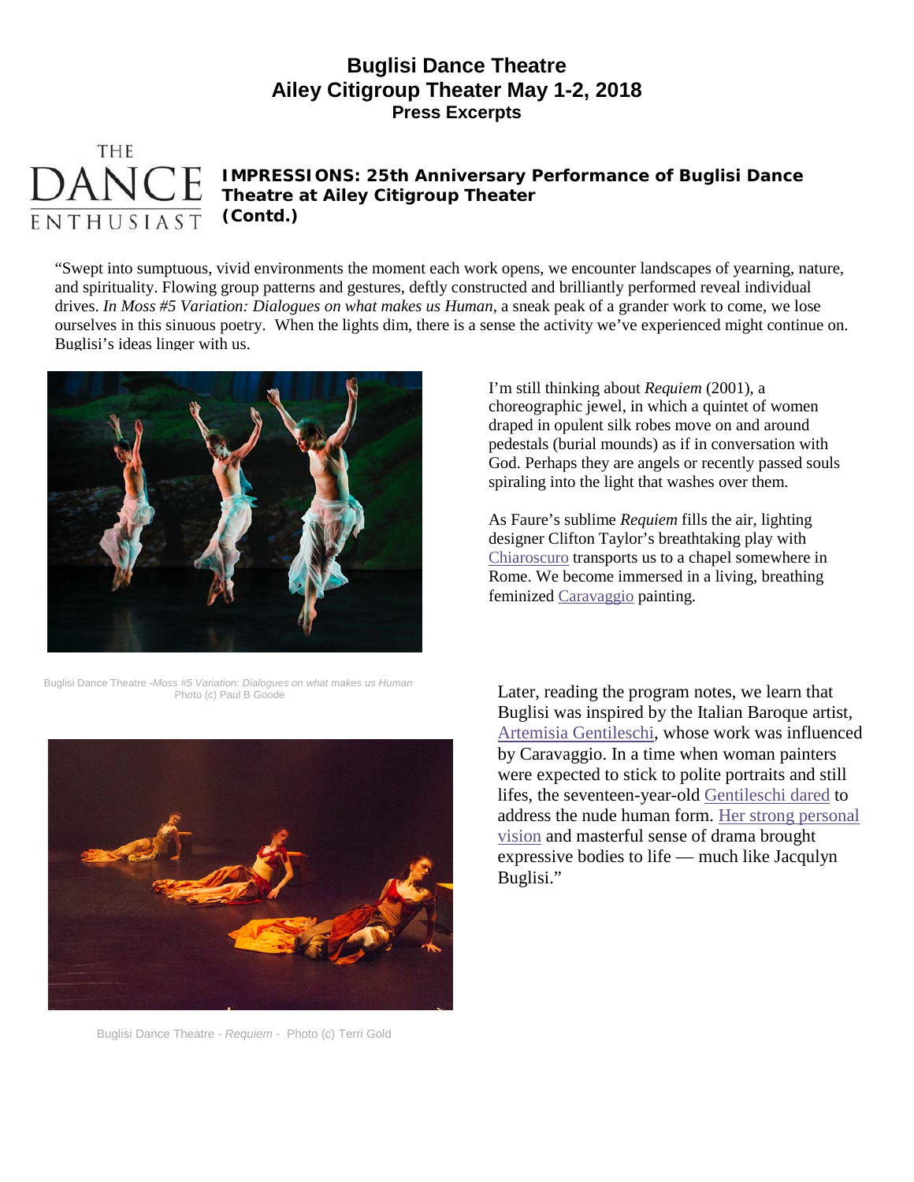# Buglisi Dance Theatre
## Ailey Citigroup Theater May 1-2, 2018
### Press Excerpts

THE DANCE ENTHUSIAST

**IMPRESSIONS: 25th Anniversary Performance of Buglisi Dance Theatre at Ailey Citigroup Theater (Contd.)**

"Swept into sumptuous, vivid environments the moment each work opens, we encounter landscapes of yearning, nature, and spirituality. Flowing group patterns and gestures, deftly constructed and brilliantly performed reveal individual drives. *In Moss #5 Variation: Dialogues on what makes us Human*, a sneak peak of a grander work to come, we lose ourselves in this sinuous poetry. When the lights dim, there is a sense the activity we've experienced might continue on. Buglisi's ideas linger with us.

Buglisi Dance Theatre -*Moss #5 Variation: Dialogues on what makes us Human*
Photo (c) Paul B Goode

I'm still thinking about *Requiem* (2001), a choreographic jewel, in which a quintet of women draped in opulent silk robes move on and around pedestals (burial mounds) as if in conversation with God. Perhaps they are angels or recently passed souls spiraling into the light that washes over them.

As Faure's sublime *Requiem* fills the air, lighting designer Clifton Taylor's breathtaking play with Chiaroscuro transports us to a chapel somewhere in Rome. We become immersed in a living, breathing feminized Caravaggio painting.

Later, reading the program notes, we learn that Buglisi was inspired by the Italian Baroque artist, Artemisia Gentileschi, whose work was influenced by Caravaggio. In a time when woman painters were expected to stick to polite portraits and still lifes, the seventeen-year-old Gentileschi dared to address the nude human form. Her strong personal vision and masterful sense of drama brought expressive bodies to life — much like Jacqulyn Buglisi."

Buglisi Dance Theatre - *Requiem* - Photo (c) Terri Gold